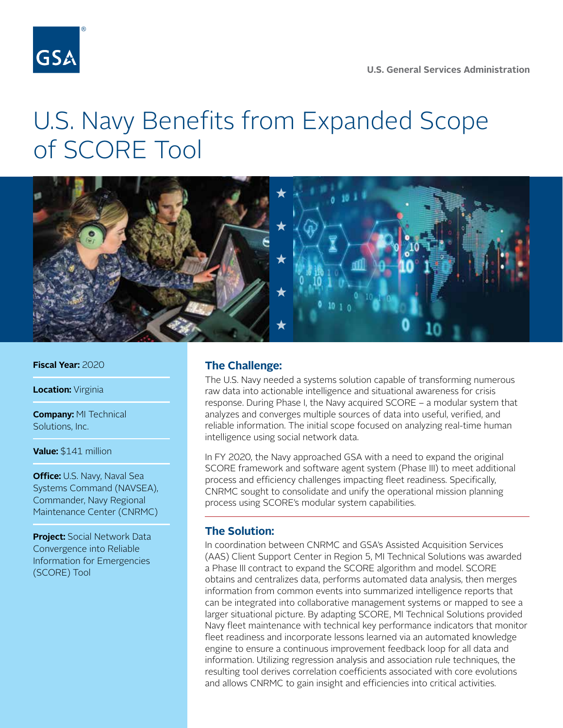U.S. General Services Administration

# U.S. Navy Benefits from Expanded Scope of SCORE Tool

**Fiscal Year:** 2020

**Location:** Virginia

**Company:** MI Technical Solutions, Inc.

**Value:** $141 million

**Office:** U.S. Navy, Naval Sea Systems Command (NAVSEA), Commander, Navy Regional Maintenance Center (CNRMC)

**Project:** Social Network Data Convergence into Reliable Information for Emergencies (SCORE) Tool

## The Challenge:

The U.S. Navy needed a systems solution capable of transforming numerous raw data into actionable intelligence and situational awareness for crisis response. During Phase I, the Navy acquired SCORE – a modular system that analyzes and converges multiple sources of data into useful, verified, and reliable information. The initial scope focused on analyzing real-time human intelligence using social network data.

In FY 2020, the Navy approached GSA with a need to expand the original SCORE framework and software agent system (Phase III) to meet additional process and efficiency challenges impacting fleet readiness. Specifically, CNRMC sought to consolidate and unify the operational mission planning process using SCORE's modular system capabilities.

## The Solution:

In coordination between CNRMC and GSA's Assisted Acquisition Services (AAS) Client Support Center in Region 5, MI Technical Solutions was awarded a Phase III contract to expand the SCORE algorithm and model. SCORE obtains and centralizes data, performs automated data analysis, then merges information from common events into summarized intelligence reports that can be integrated into collaborative management systems or mapped to see a larger situational picture. By adapting SCORE, MI Technical Solutions provided Navy fleet maintenance with technical key performance indicators that monitor fleet readiness and incorporate lessons learned via an automated knowledge engine to ensure a continuous improvement feedback loop for all data and information. Utilizing regression analysis and association rule techniques, the resulting tool derives correlation coefficients associated with core evolutions and allows CNRMC to gain insight and efficiencies into critical activities.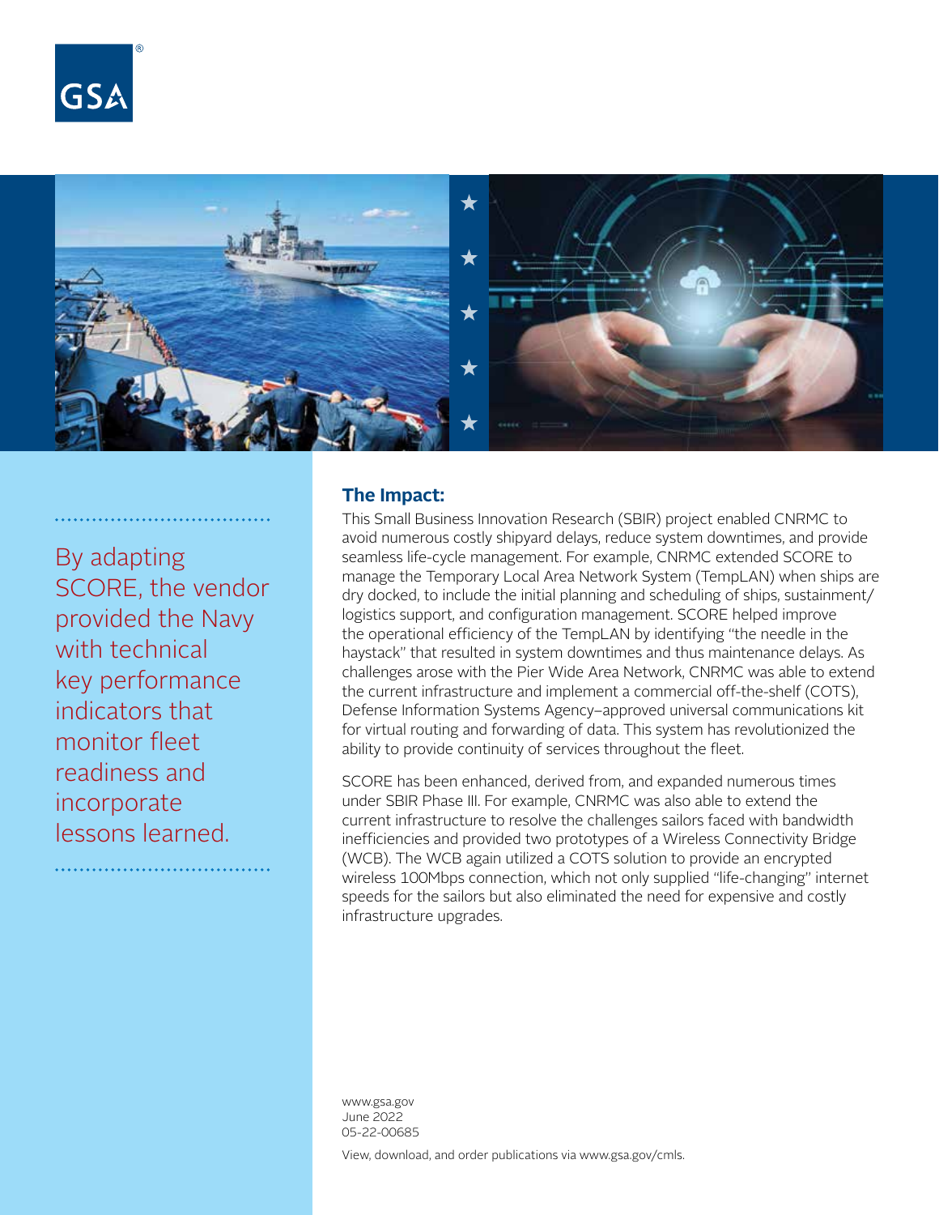By adapting SCORE, the vendor provided the Navy with technical key performance indicators that monitor fleet readiness and incorporate lessons learned.

## The Impact:

This Small Business Innovation Research (SBIR) project enabled CNRMC to avoid numerous costly shipyard delays, reduce system downtimes, and provide seamless life-cycle management. For example, CNRMC extended SCORE to manage the Temporary Local Area Network System (TempLAN) when ships are dry docked, to include the initial planning and scheduling of ships, sustainment/logistics support, and configuration management. SCORE helped improve the operational efficiency of the TempLAN by identifying "the needle in the haystack" that resulted in system downtimes and thus maintenance delays. As challenges arose with the Pier Wide Area Network, CNRMC was able to extend the current infrastructure and implement a commercial off-the-shelf (COTS), Defense Information Systems Agency–approved universal communications kit for virtual routing and forwarding of data. This system has revolutionized the ability to provide continuity of services throughout the fleet.

SCORE has been enhanced, derived from, and expanded numerous times under SBIR Phase III. For example, CNRMC was also able to extend the current infrastructure to resolve the challenges sailors faced with bandwidth inefficiencies and provided two prototypes of a Wireless Connectivity Bridge (WCB). The WCB again utilized a COTS solution to provide an encrypted wireless 100Mbps connection, which not only supplied "life-changing" internet speeds for the sailors but also eliminated the need for expensive and costly infrastructure upgrades.

www.gsa.gov
June 2022
05-22-00685

View, download, and order publications via www.gsa.gov/cmls.